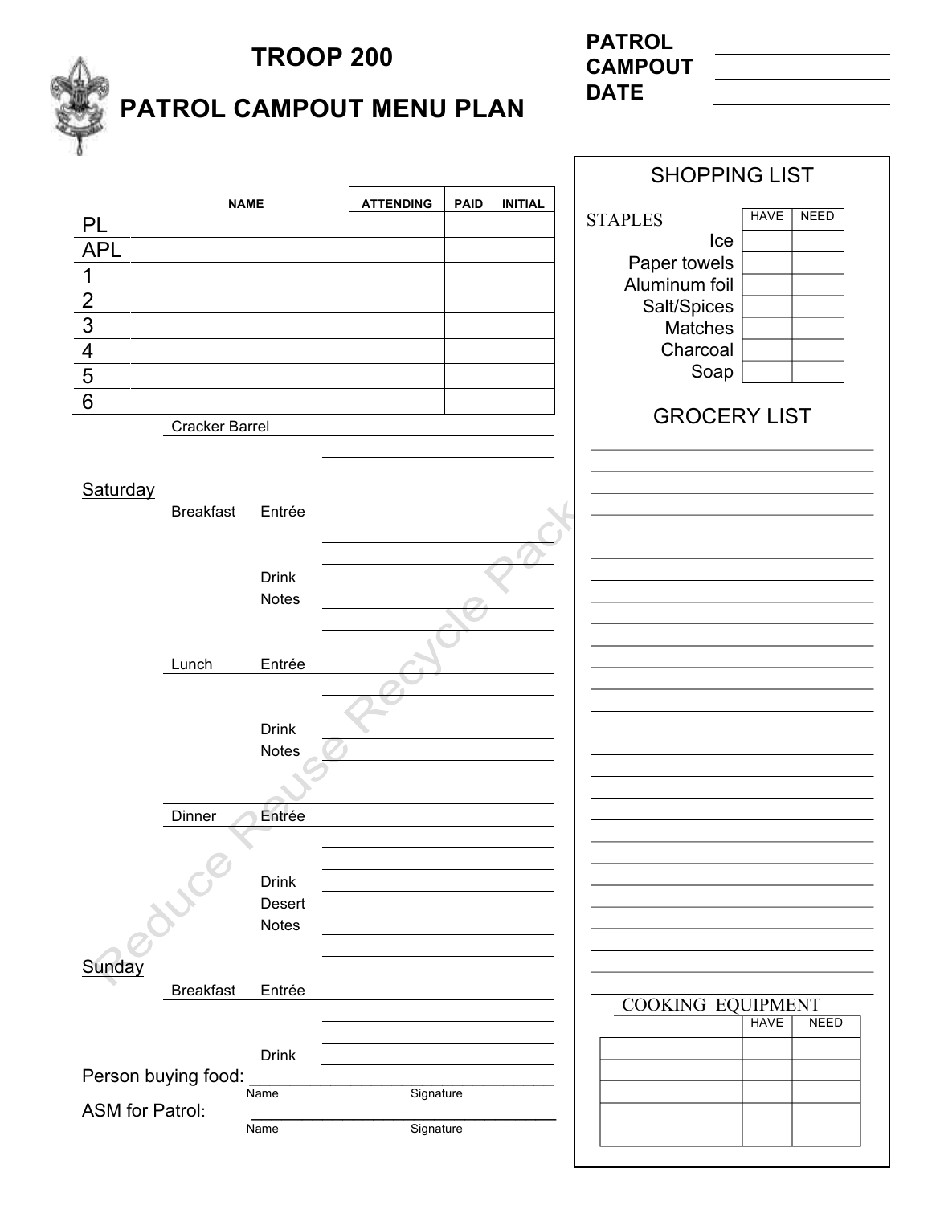# TROOP 200

# PATROL CAMPOUT MENU PLAN

**PATROL** ____________________
**CAMPOUT** ____________________
**DATE** ____________________

| | NAME | ATTENDING | PAID | INITIAL |
|---|---|---|---|---|
| PL | | | | |
| APL | | | | |
| 1 | | | | |
| 2 | | | | |
| 3 | | | | |
| 4 | | | | |
| 5 | | | | |
| 6 | | | | |

Cracker Barrel ____________________

Saturday

Breakfast Entrée ____________________

Drink ____________________
Notes ____________________

Lunch Entrée ____________________

Drink ____________________
Notes ____________________

Dinner Entrée ____________________

Drink ____________________
Desert ____________________
Notes ____________________

Sunday

Breakfast Entrée ____________________

Drink ____________________

Person buying food: ____________________
Name Signature

ASM for Patrol: ____________________
Name Signature

## SHOPPING LIST

| STAPLES | HAVE | NEED |
|---|---|---|
| Ice | | |
| Paper towels | | |
| Aluminum foil | | |
| Salt/Spices | | |
| Matches | | |
| Charcoal | | |
| Soap | | |

## GROCERY LIST

____________________

## COOKING EQUIPMENT

| | HAVE | NEED |
|---|---|---|
| | | |
| | | |
| | | |
| | | |
| | | |

Reduce Reuse Recycle Pack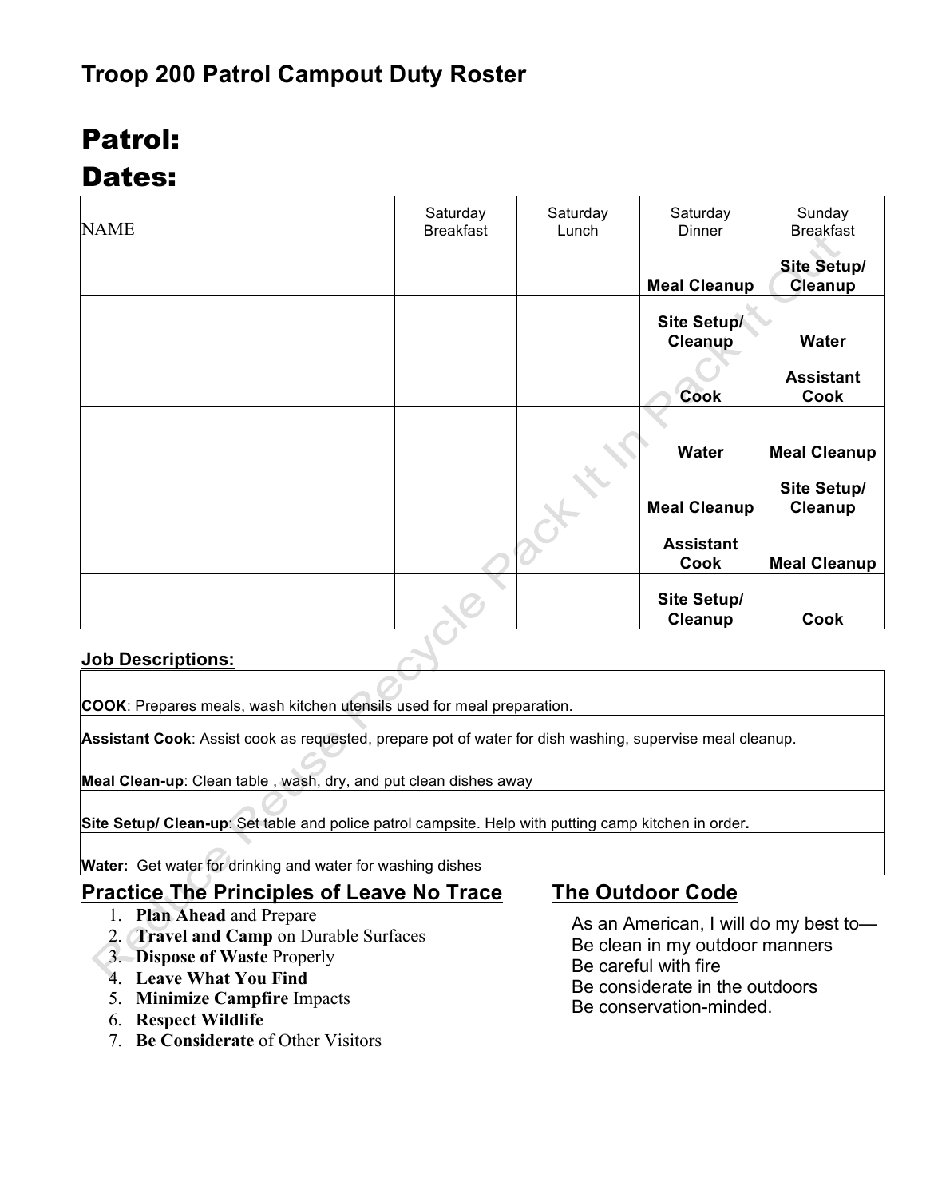# Troop 200 Patrol Campout Duty Roster

## Patrol:

## Dates:

| NAME | Saturday Breakfast | Saturday Lunch | Saturday Dinner | Sunday Breakfast |
|---|---|---|---|---|
| | | | **Meal Cleanup** | **Site Setup/ Cleanup** |
| | | | **Site Setup/ Cleanup** | **Water** |
| | | | **Cook** | **Assistant Cook** |
| | | | **Water** | **Meal Cleanup** |
| | | | **Meal Cleanup** | **Site Setup/ Cleanup** |
| | | | **Assistant Cook** | **Meal Cleanup** |
| | | | **Site Setup/ Cleanup** | **Cook** |

**Job Descriptions:**

| |
|---|
| **COOK**: Prepares meals, wash kitchen utensils used for meal preparation. |
| **Assistant Cook**: Assist cook as requested, prepare pot of water for dish washing, supervise meal cleanup. |
| **Meal Clean-up**: Clean table , wash, dry, and put clean dishes away |
| **Site Setup/ Clean-up**: Set table and police patrol campsite. Help with putting camp kitchen in order**.** |
| **Water:** Get water for drinking and water for washing dishes |

## Practice The Principles of Leave No Trace

1. **Plan Ahead** and Prepare
2. **Travel and Camp** on Durable Surfaces
3. **Dispose of Waste** Properly
4. **Leave What You Find**
5. **Minimize Campfire** Impacts
6. **Respect Wildlife**
7. **Be Considerate** of Other Visitors

## The Outdoor Code

As an American, I will do my best to—
Be clean in my outdoor manners
Be careful with fire
Be considerate in the outdoors
Be conservation-minded.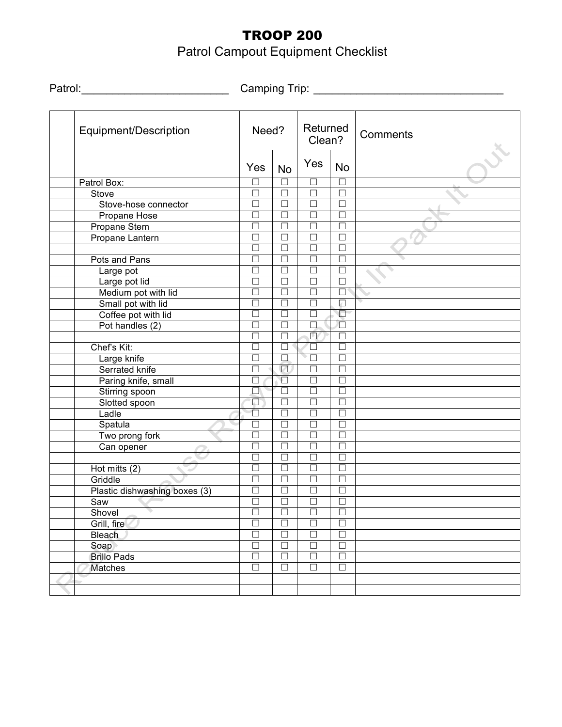# TROOP 200

## Patrol Campout Equipment Checklist

Patrol:________________________ Camping Trip: ______________________________

| | Equipment/Description | Need? | | Returned Clean? | | Comments |
|---|---|---|---|---|---|---|
| | | Yes | No | Yes | No | |
| | Patrol Box: | ☐ | ☐ | ☐ | ☐ | |
| | Stove | ☐ | ☐ | ☐ | ☐ | |
| | Stove-hose connector | ☐ | ☐ | ☐ | ☐ | |
| | Propane Hose | ☐ | ☐ | ☐ | ☐ | |
| | Propane Stem | ☐ | ☐ | ☐ | ☐ | |
| | Propane Lantern | ☐ | ☐ | ☐ | ☐ | |
| | | ☐ | ☐ | ☐ | ☐ | |
| | Pots and Pans | ☐ | ☐ | ☐ | ☐ | |
| | Large pot | ☐ | ☐ | ☐ | ☐ | |
| | Large pot lid | ☐ | ☐ | ☐ | ☐ | |
| | Medium pot with lid | ☐ | ☐ | ☐ | ☐ | |
| | Small pot with lid | ☐ | ☐ | ☐ | ☐ | |
| | Coffee pot with lid | ☐ | ☐ | ☐ | ☐ | |
| | Pot handles (2) | ☐ | ☐ | ☐ | ☐ | |
| | | ☐ | ☐ | ☐ | ☐ | |
| | Chef's Kit: | ☐ | ☐ | ☐ | ☐ | |
| | Large knife | ☐ | ☐ | ☐ | ☐ | |
| | Serrated knife | ☐ | ☐ | ☐ | ☐ | |
| | Paring knife, small | ☐ | ☐ | ☐ | ☐ | |
| | Stirring spoon | ☐ | ☐ | ☐ | ☐ | |
| | Slotted spoon | ☐ | ☐ | ☐ | ☐ | |
| | Ladle | ☐ | ☐ | ☐ | ☐ | |
| | Spatula | ☐ | ☐ | ☐ | ☐ | |
| | Two prong fork | ☐ | ☐ | ☐ | ☐ | |
| | Can opener | ☐ | ☐ | ☐ | ☐ | |
| | | ☐ | ☐ | ☐ | ☐ | |
| | Hot mitts (2) | ☐ | ☐ | ☐ | ☐ | |
| | Griddle | ☐ | ☐ | ☐ | ☐ | |
| | Plastic dishwashing boxes (3) | ☐ | ☐ | ☐ | ☐ | |
| | Saw | ☐ | ☐ | ☐ | ☐ | |
| | Shovel | ☐ | ☐ | ☐ | ☐ | |
| | Grill, fire | ☐ | ☐ | ☐ | ☐ | |
| | Bleach | ☐ | ☐ | ☐ | ☐ | |
| | Soap | ☐ | ☐ | ☐ | ☐ | |
| | Brillo Pads | ☐ | ☐ | ☐ | ☐ | |
| | Matches | ☐ | ☐ | ☐ | ☐ | |
| | | | | | | |
| | | | | | | |

Reduce Reuse Recycle Pack It In Pack It Out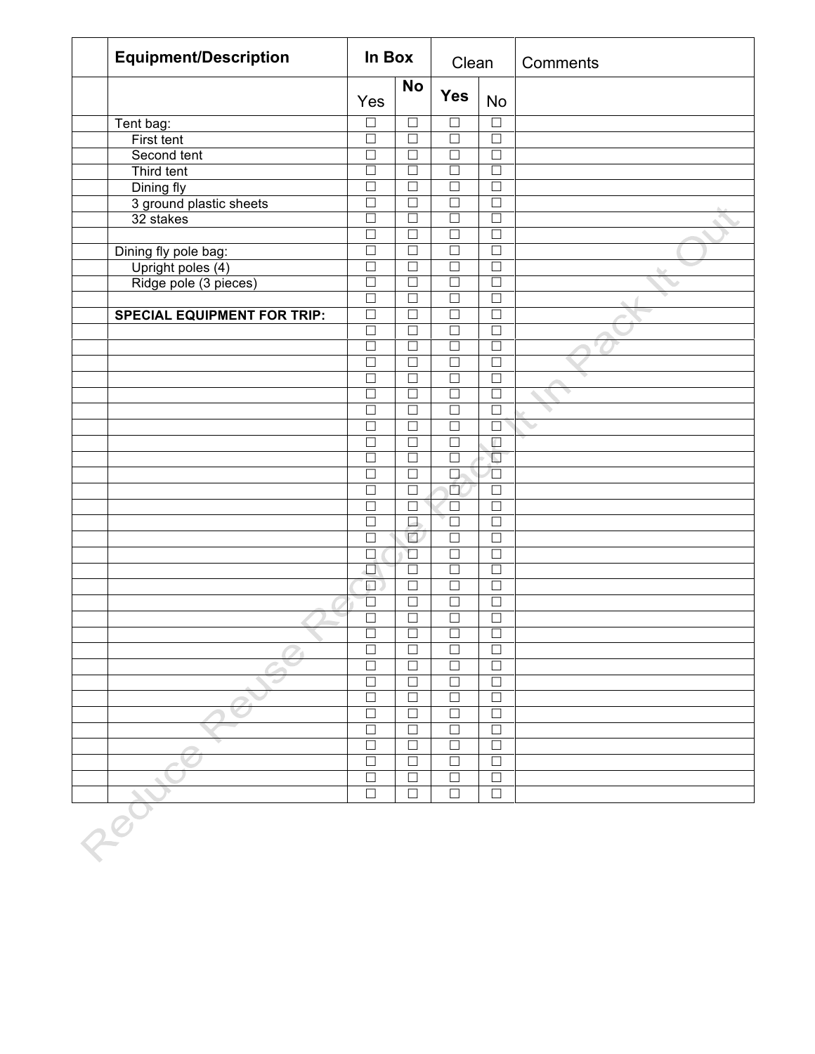| | Equipment/Description | In Box | | Clean | | Comments |
|---|---|---|---|---|---|---|
| | | Yes | No | Yes | No | |
| | Tent bag: | ☐ | ☐ | ☐ | ☐ | |
| | First tent | ☐ | ☐ | ☐ | ☐ | |
| | Second tent | ☐ | ☐ | ☐ | ☐ | |
| | Third tent | ☐ | ☐ | ☐ | ☐ | |
| | Dining fly | ☐ | ☐ | ☐ | ☐ | |
| | 3 ground plastic sheets | ☐ | ☐ | ☐ | ☐ | |
| | 32 stakes | ☐ | ☐ | ☐ | ☐ | |
| | | ☐ | ☐ | ☐ | ☐ | |
| | Dining fly pole bag: | ☐ | ☐ | ☐ | ☐ | |
| | Upright poles (4) | ☐ | ☐ | ☐ | ☐ | |
| | Ridge pole (3 pieces) | ☐ | ☐ | ☐ | ☐ | |
| | | ☐ | ☐ | ☐ | ☐ | |
| | **SPECIAL EQUIPMENT FOR TRIP:** | ☐ | ☐ | ☐ | ☐ | |
| | | ☐ | ☐ | ☐ | ☐ | |
| | | ☐ | ☐ | ☐ | ☐ | |
| | | ☐ | ☐ | ☐ | ☐ | |
| | | ☐ | ☐ | ☐ | ☐ | |
| | | ☐ | ☐ | ☐ | ☐ | |
| | | ☐ | ☐ | ☐ | ☐ | |
| | | ☐ | ☐ | ☐ | ☐ | |
| | | ☐ | ☐ | ☐ | ☐ | |
| | | ☐ | ☐ | ☐ | ☐ | |
| | | ☐ | ☐ | ☐ | ☐ | |
| | | ☐ | ☐ | ☐ | ☐ | |
| | | ☐ | ☐ | ☐ | ☐ | |
| | | ☐ | ☐ | ☐ | ☐ | |
| | | ☐ | ☐ | ☐ | ☐ | |
| | | ☐ | ☐ | ☐ | ☐ | |
| | | ☐ | ☐ | ☐ | ☐ | |
| | | ☐ | ☐ | ☐ | ☐ | |
| | | ☐ | ☐ | ☐ | ☐ | |
| | | ☐ | ☐ | ☐ | ☐ | |
| | | ☐ | ☐ | ☐ | ☐ | |
| | | ☐ | ☐ | ☐ | ☐ | |
| | | ☐ | ☐ | ☐ | ☐ | |
| | | ☐ | ☐ | ☐ | ☐ | |
| | | ☐ | ☐ | ☐ | ☐ | |
| | | ☐ | ☐ | ☐ | ☐ | |
| | | ☐ | ☐ | ☐ | ☐ | |
| | | ☐ | ☐ | ☐ | ☐ | |
| | | ☐ | ☐ | ☐ | ☐ | |
| | | ☐ | ☐ | ☐ | ☐ | |
| | | ☐ | ☐ | ☐ | ☐ | |
| | | ☐ | ☐ | ☐ | ☐ | |

Reduce Reuse Recycle Pack It In Pack It Out